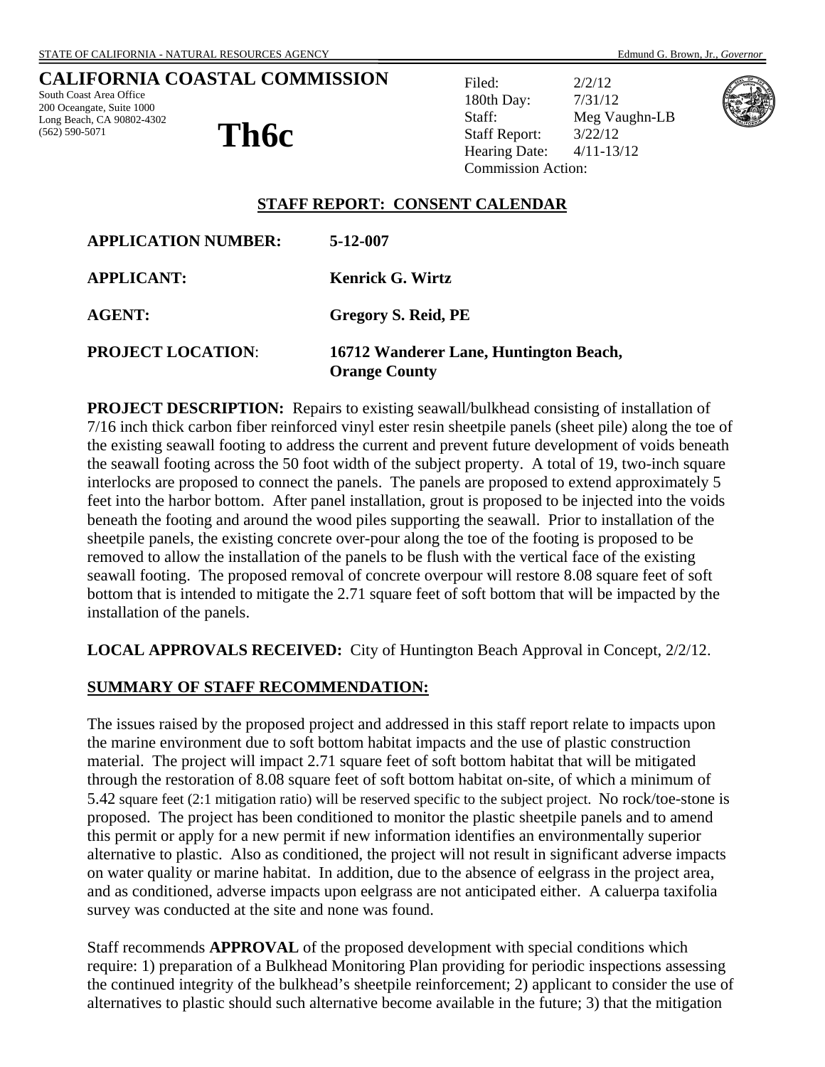STATE OF CALIFORNIA - NATURAL RESOURCES AGENCY Edmund G. Brown, Jr., *Governor*

# CALIFORNIA COASTAL COMMISSION

South Coast Area Office
200 Oceangate, Suite 1000
Long Beach, CA 90802-4302
(562) 590-5071

# Th6c

| | |
|---|---|
| Filed: | 2/2/12 |
| 180th Day: | 7/31/12 |
| Staff: | Meg Vaughn-LB |
| Staff Report: | 3/22/12 |
| Hearing Date: | 4/11-13/12 |
| Commission Action: | |

## STAFF REPORT: CONSENT CALENDAR

**APPLICATION NUMBER:** **5-12-007**

**APPLICANT:** **Kenrick G. Wirtz**

**AGENT:** **Gregory S. Reid, PE**

**PROJECT LOCATION:** **16712 Wanderer Lane, Huntington Beach, Orange County**

**PROJECT DESCRIPTION:** Repairs to existing seawall/bulkhead consisting of installation of 7/16 inch thick carbon fiber reinforced vinyl ester resin sheetpile panels (sheet pile) along the toe of the existing seawall footing to address the current and prevent future development of voids beneath the seawall footing across the 50 foot width of the subject property. A total of 19, two-inch square interlocks are proposed to connect the panels. The panels are proposed to extend approximately 5 feet into the harbor bottom. After panel installation, grout is proposed to be injected into the voids beneath the footing and around the wood piles supporting the seawall. Prior to installation of the sheetpile panels, the existing concrete over-pour along the toe of the footing is proposed to be removed to allow the installation of the panels to be flush with the vertical face of the existing seawall footing. The proposed removal of concrete overpour will restore 8.08 square feet of soft bottom that is intended to mitigate the 2.71 square feet of soft bottom that will be impacted by the installation of the panels.

**LOCAL APPROVALS RECEIVED:** City of Huntington Beach Approval in Concept, 2/2/12.

**SUMMARY OF STAFF RECOMMENDATION:**

The issues raised by the proposed project and addressed in this staff report relate to impacts upon the marine environment due to soft bottom habitat impacts and the use of plastic construction material. The project will impact 2.71 square feet of soft bottom habitat that will be mitigated through the restoration of 8.08 square feet of soft bottom habitat on-site, of which a minimum of 5.42 square feet (2:1 mitigation ratio) will be reserved specific to the subject project. No rock/toe-stone is proposed. The project has been conditioned to monitor the plastic sheetpile panels and to amend this permit or apply for a new permit if new information identifies an environmentally superior alternative to plastic. Also as conditioned, the project will not result in significant adverse impacts on water quality or marine habitat. In addition, due to the absence of eelgrass in the project area, and as conditioned, adverse impacts upon eelgrass are not anticipated either. A caluerpa taxifolia survey was conducted at the site and none was found.

Staff recommends **APPROVAL** of the proposed development with special conditions which require: 1) preparation of a Bulkhead Monitoring Plan providing for periodic inspections assessing the continued integrity of the bulkhead's sheetpile reinforcement; 2) applicant to consider the use of alternatives to plastic should such alternative become available in the future; 3) that the mitigation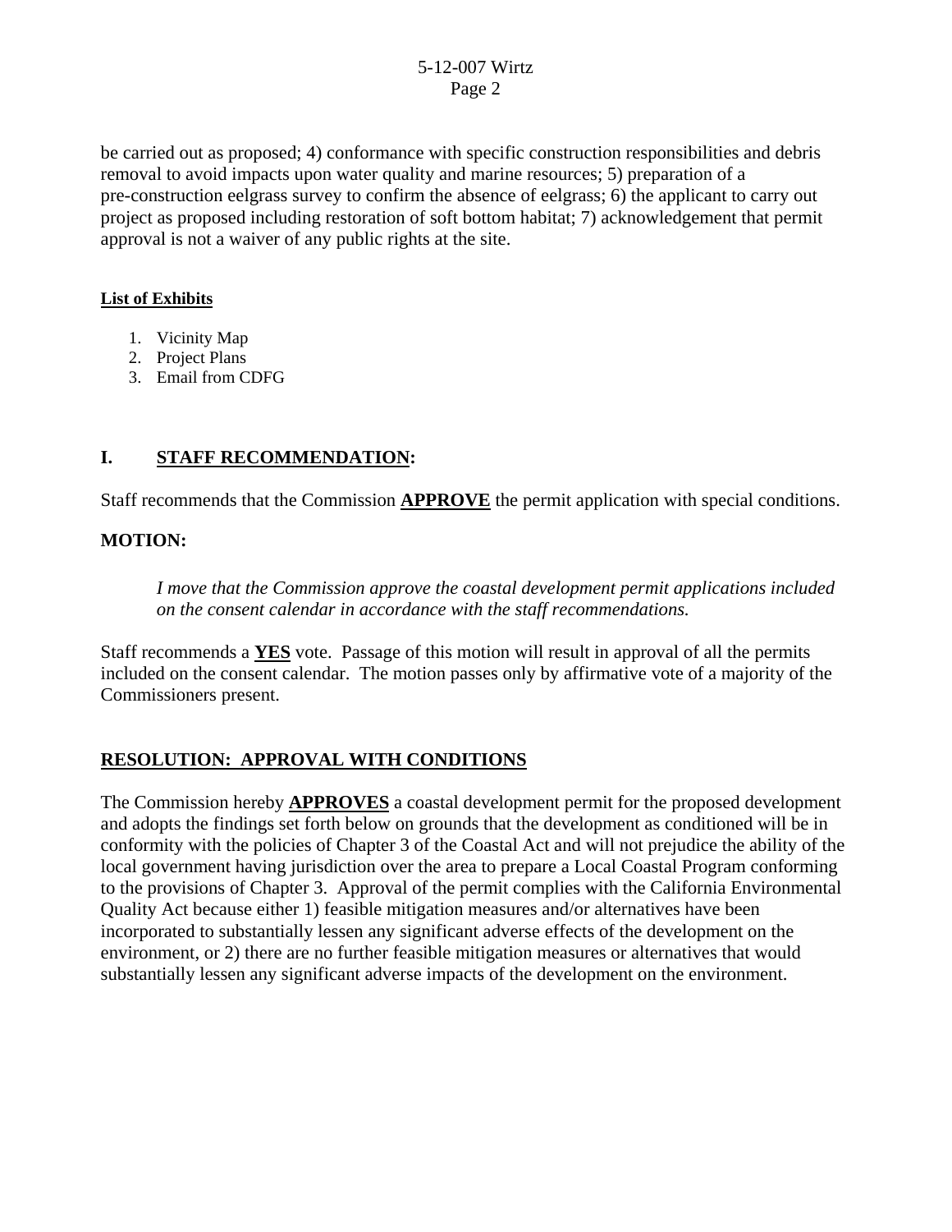be carried out as proposed; 4) conformance with specific construction responsibilities and debris removal to avoid impacts upon water quality and marine resources; 5) preparation of a pre-construction eelgrass survey to confirm the absence of eelgrass; 6) the applicant to carry out project as proposed including restoration of soft bottom habitat; 7) acknowledgement that permit approval is not a waiver of any public rights at the site.

**List of Exhibits**

1. Vicinity Map
2. Project Plans
3. Email from CDFG

## I. STAFF RECOMMENDATION:

Staff recommends that the Commission **APPROVE** the permit application with special conditions.

### MOTION:

*I move that the Commission approve the coastal development permit applications included on the consent calendar in accordance with the staff recommendations.*

Staff recommends a **YES** vote. Passage of this motion will result in approval of all the permits included on the consent calendar. The motion passes only by affirmative vote of a majority of the Commissioners present.

## RESOLUTION: APPROVAL WITH CONDITIONS

The Commission hereby **APPROVES** a coastal development permit for the proposed development and adopts the findings set forth below on grounds that the development as conditioned will be in conformity with the policies of Chapter 3 of the Coastal Act and will not prejudice the ability of the local government having jurisdiction over the area to prepare a Local Coastal Program conforming to the provisions of Chapter 3. Approval of the permit complies with the California Environmental Quality Act because either 1) feasible mitigation measures and/or alternatives have been incorporated to substantially lessen any significant adverse effects of the development on the environment, or 2) there are no further feasible mitigation measures or alternatives that would substantially lessen any significant adverse impacts of the development on the environment.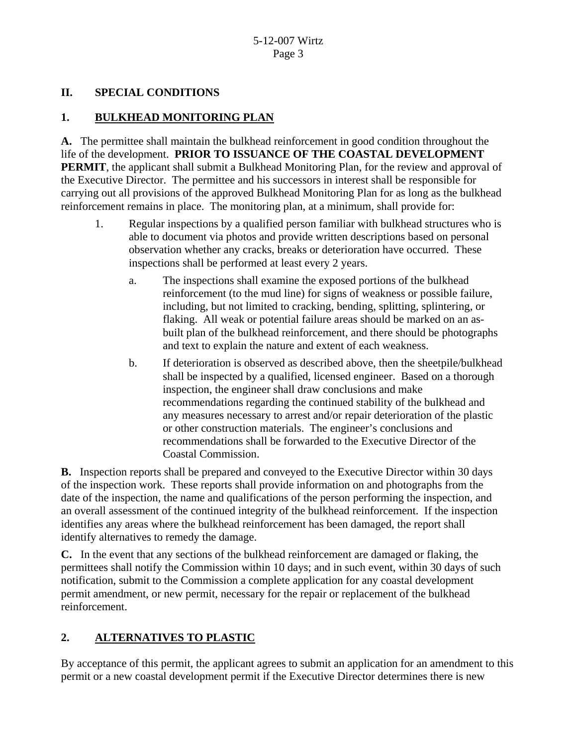## II. SPECIAL CONDITIONS

### 1. BULKHEAD MONITORING PLAN

**A.** The permittee shall maintain the bulkhead reinforcement in good condition throughout the life of the development. **PRIOR TO ISSUANCE OF THE COASTAL DEVELOPMENT PERMIT**, the applicant shall submit a Bulkhead Monitoring Plan, for the review and approval of the Executive Director. The permittee and his successors in interest shall be responsible for carrying out all provisions of the approved Bulkhead Monitoring Plan for as long as the bulkhead reinforcement remains in place. The monitoring plan, at a minimum, shall provide for:

1. Regular inspections by a qualified person familiar with bulkhead structures who is able to document via photos and provide written descriptions based on personal observation whether any cracks, breaks or deterioration have occurred. These inspections shall be performed at least every 2 years.

    a. The inspections shall examine the exposed portions of the bulkhead reinforcement (to the mud line) for signs of weakness or possible failure, including, but not limited to cracking, bending, splitting, splintering, or flaking. All weak or potential failure areas should be marked on an as-built plan of the bulkhead reinforcement, and there should be photographs and text to explain the nature and extent of each weakness.

    b. If deterioration is observed as described above, then the sheetpile/bulkhead shall be inspected by a qualified, licensed engineer. Based on a thorough inspection, the engineer shall draw conclusions and make recommendations regarding the continued stability of the bulkhead and any measures necessary to arrest and/or repair deterioration of the plastic or other construction materials. The engineer's conclusions and recommendations shall be forwarded to the Executive Director of the Coastal Commission.

**B.** Inspection reports shall be prepared and conveyed to the Executive Director within 30 days of the inspection work. These reports shall provide information on and photographs from the date of the inspection, the name and qualifications of the person performing the inspection, and an overall assessment of the continued integrity of the bulkhead reinforcement. If the inspection identifies any areas where the bulkhead reinforcement has been damaged, the report shall identify alternatives to remedy the damage.

**C.** In the event that any sections of the bulkhead reinforcement are damaged or flaking, the permittees shall notify the Commission within 10 days; and in such event, within 30 days of such notification, submit to the Commission a complete application for any coastal development permit amendment, or new permit, necessary for the repair or replacement of the bulkhead reinforcement.

### 2. ALTERNATIVES TO PLASTIC

By acceptance of this permit, the applicant agrees to submit an application for an amendment to this permit or a new coastal development permit if the Executive Director determines there is new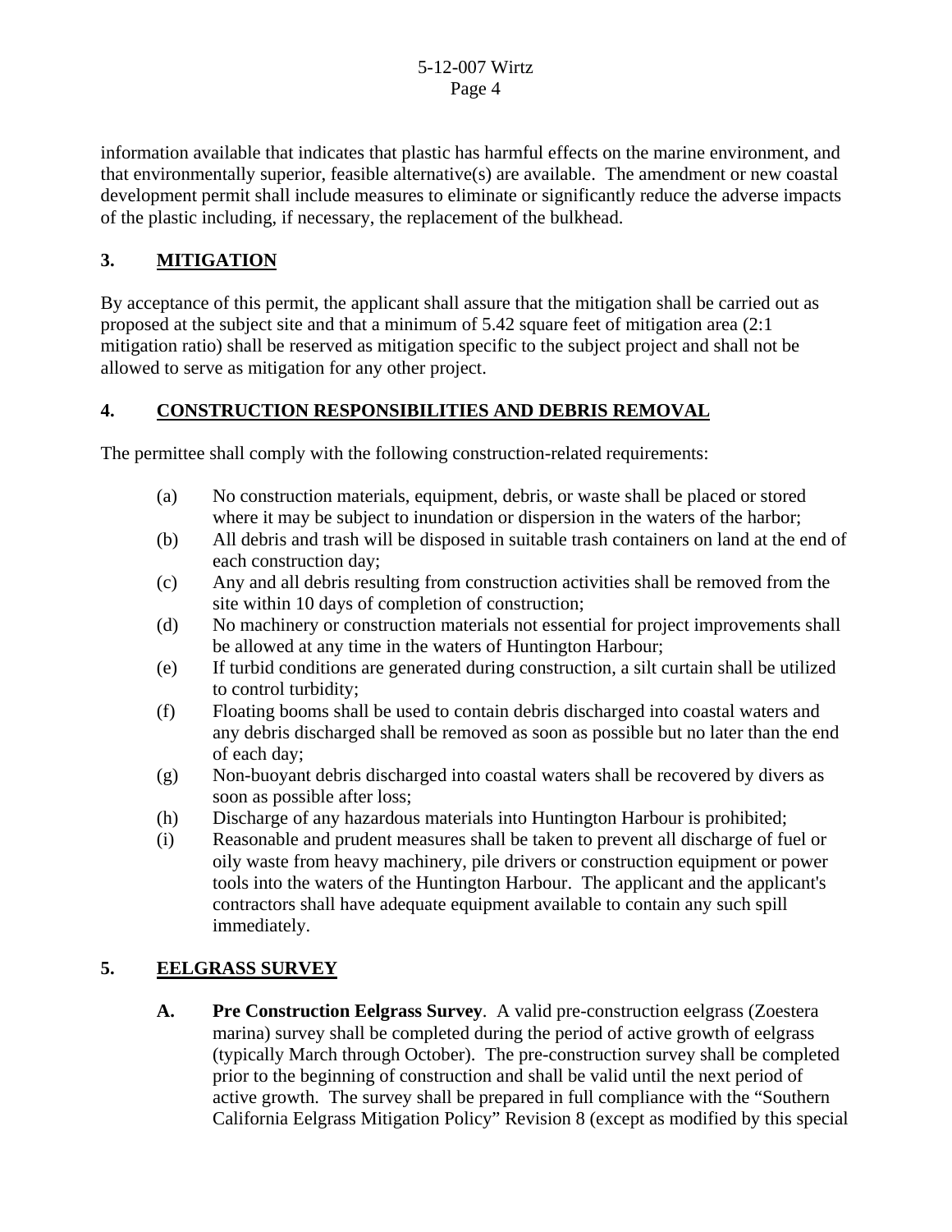information available that indicates that plastic has harmful effects on the marine environment, and that environmentally superior, feasible alternative(s) are available. The amendment or new coastal development permit shall include measures to eliminate or significantly reduce the adverse impacts of the plastic including, if necessary, the replacement of the bulkhead.

## 3. MITIGATION

By acceptance of this permit, the applicant shall assure that the mitigation shall be carried out as proposed at the subject site and that a minimum of 5.42 square feet of mitigation area (2:1 mitigation ratio) shall be reserved as mitigation specific to the subject project and shall not be allowed to serve as mitigation for any other project.

## 4. CONSTRUCTION RESPONSIBILITIES AND DEBRIS REMOVAL

The permittee shall comply with the following construction-related requirements:

(a) No construction materials, equipment, debris, or waste shall be placed or stored where it may be subject to inundation or dispersion in the waters of the harbor;

(b) All debris and trash will be disposed in suitable trash containers on land at the end of each construction day;

(c) Any and all debris resulting from construction activities shall be removed from the site within 10 days of completion of construction;

(d) No machinery or construction materials not essential for project improvements shall be allowed at any time in the waters of Huntington Harbour;

(e) If turbid conditions are generated during construction, a silt curtain shall be utilized to control turbidity;

(f) Floating booms shall be used to contain debris discharged into coastal waters and any debris discharged shall be removed as soon as possible but no later than the end of each day;

(g) Non-buoyant debris discharged into coastal waters shall be recovered by divers as soon as possible after loss;

(h) Discharge of any hazardous materials into Huntington Harbour is prohibited;

(i) Reasonable and prudent measures shall be taken to prevent all discharge of fuel or oily waste from heavy machinery, pile drivers or construction equipment or power tools into the waters of the Huntington Harbour. The applicant and the applicant's contractors shall have adequate equipment available to contain any such spill immediately.

## 5. EELGRASS SURVEY

**A. Pre Construction Eelgrass Survey**. A valid pre-construction eelgrass (Zoestera marina) survey shall be completed during the period of active growth of eelgrass (typically March through October). The pre-construction survey shall be completed prior to the beginning of construction and shall be valid until the next period of active growth. The survey shall be prepared in full compliance with the "Southern California Eelgrass Mitigation Policy" Revision 8 (except as modified by this special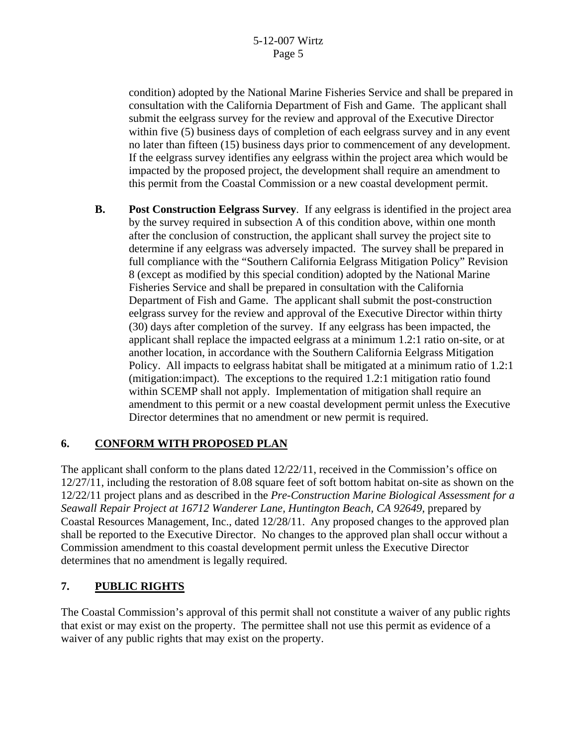condition) adopted by the National Marine Fisheries Service and shall be prepared in consultation with the California Department of Fish and Game. The applicant shall submit the eelgrass survey for the review and approval of the Executive Director within five (5) business days of completion of each eelgrass survey and in any event no later than fifteen (15) business days prior to commencement of any development. If the eelgrass survey identifies any eelgrass within the project area which would be impacted by the proposed project, the development shall require an amendment to this permit from the Coastal Commission or a new coastal development permit.

**B. Post Construction Eelgrass Survey**. If any eelgrass is identified in the project area by the survey required in subsection A of this condition above, within one month after the conclusion of construction, the applicant shall survey the project site to determine if any eelgrass was adversely impacted. The survey shall be prepared in full compliance with the "Southern California Eelgrass Mitigation Policy" Revision 8 (except as modified by this special condition) adopted by the National Marine Fisheries Service and shall be prepared in consultation with the California Department of Fish and Game. The applicant shall submit the post-construction eelgrass survey for the review and approval of the Executive Director within thirty (30) days after completion of the survey. If any eelgrass has been impacted, the applicant shall replace the impacted eelgrass at a minimum 1.2:1 ratio on-site, or at another location, in accordance with the Southern California Eelgrass Mitigation Policy. All impacts to eelgrass habitat shall be mitigated at a minimum ratio of 1.2:1 (mitigation:impact). The exceptions to the required 1.2:1 mitigation ratio found within SCEMP shall not apply. Implementation of mitigation shall require an amendment to this permit or a new coastal development permit unless the Executive Director determines that no amendment or new permit is required.

## 6. CONFORM WITH PROPOSED PLAN

The applicant shall conform to the plans dated 12/22/11, received in the Commission's office on 12/27/11, including the restoration of 8.08 square feet of soft bottom habitat on-site as shown on the 12/22/11 project plans and as described in the *Pre-Construction Marine Biological Assessment for a Seawall Repair Project at 16712 Wanderer Lane, Huntington Beach, CA 92649*, prepared by Coastal Resources Management, Inc., dated 12/28/11. Any proposed changes to the approved plan shall be reported to the Executive Director. No changes to the approved plan shall occur without a Commission amendment to this coastal development permit unless the Executive Director determines that no amendment is legally required.

## 7. PUBLIC RIGHTS

The Coastal Commission's approval of this permit shall not constitute a waiver of any public rights that exist or may exist on the property. The permittee shall not use this permit as evidence of a waiver of any public rights that may exist on the property.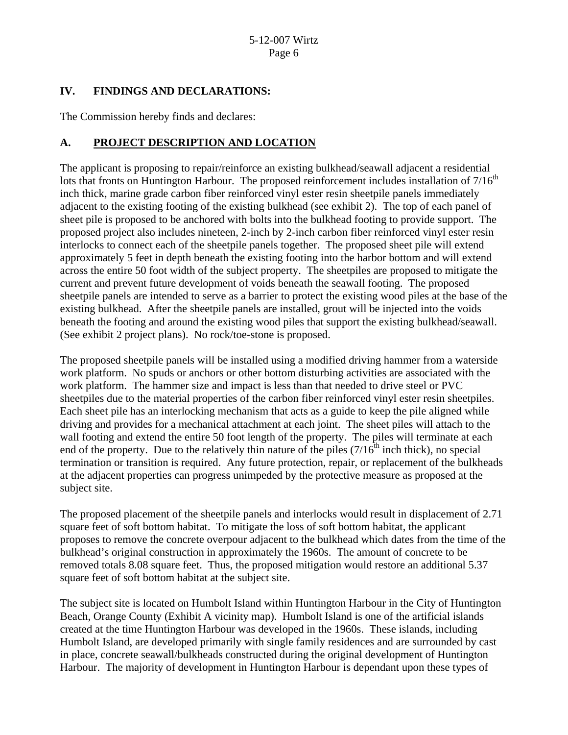## IV. FINDINGS AND DECLARATIONS:

The Commission hereby finds and declares:

### A. PROJECT DESCRIPTION AND LOCATION

The applicant is proposing to repair/reinforce an existing bulkhead/seawall adjacent a residential lots that fronts on Huntington Harbour. The proposed reinforcement includes installation of 7/16$^{th}$ inch thick, marine grade carbon fiber reinforced vinyl ester resin sheetpile panels immediately adjacent to the existing footing of the existing bulkhead (see exhibit 2). The top of each panel of sheet pile is proposed to be anchored with bolts into the bulkhead footing to provide support. The proposed project also includes nineteen, 2-inch by 2-inch carbon fiber reinforced vinyl ester resin interlocks to connect each of the sheetpile panels together. The proposed sheet pile will extend approximately 5 feet in depth beneath the existing footing into the harbor bottom and will extend across the entire 50 foot width of the subject property. The sheetpiles are proposed to mitigate the current and prevent future development of voids beneath the seawall footing. The proposed sheetpile panels are intended to serve as a barrier to protect the existing wood piles at the base of the existing bulkhead. After the sheetpile panels are installed, grout will be injected into the voids beneath the footing and around the existing wood piles that support the existing bulkhead/seawall. (See exhibit 2 project plans). No rock/toe-stone is proposed.

The proposed sheetpile panels will be installed using a modified driving hammer from a waterside work platform. No spuds or anchors or other bottom disturbing activities are associated with the work platform. The hammer size and impact is less than that needed to drive steel or PVC sheetpiles due to the material properties of the carbon fiber reinforced vinyl ester resin sheetpiles. Each sheet pile has an interlocking mechanism that acts as a guide to keep the pile aligned while driving and provides for a mechanical attachment at each joint. The sheet piles will attach to the wall footing and extend the entire 50 foot length of the property. The piles will terminate at each end of the property. Due to the relatively thin nature of the piles (7/16$^{th}$ inch thick), no special termination or transition is required. Any future protection, repair, or replacement of the bulkheads at the adjacent properties can progress unimpeded by the protective measure as proposed at the subject site.

The proposed placement of the sheetpile panels and interlocks would result in displacement of 2.71 square feet of soft bottom habitat. To mitigate the loss of soft bottom habitat, the applicant proposes to remove the concrete overpour adjacent to the bulkhead which dates from the time of the bulkhead's original construction in approximately the 1960s. The amount of concrete to be removed totals 8.08 square feet. Thus, the proposed mitigation would restore an additional 5.37 square feet of soft bottom habitat at the subject site.

The subject site is located on Humbolt Island within Huntington Harbour in the City of Huntington Beach, Orange County (Exhibit A vicinity map). Humbolt Island is one of the artificial islands created at the time Huntington Harbour was developed in the 1960s. These islands, including Humbolt Island, are developed primarily with single family residences and are surrounded by cast in place, concrete seawall/bulkheads constructed during the original development of Huntington Harbour. The majority of development in Huntington Harbour is dependant upon these types of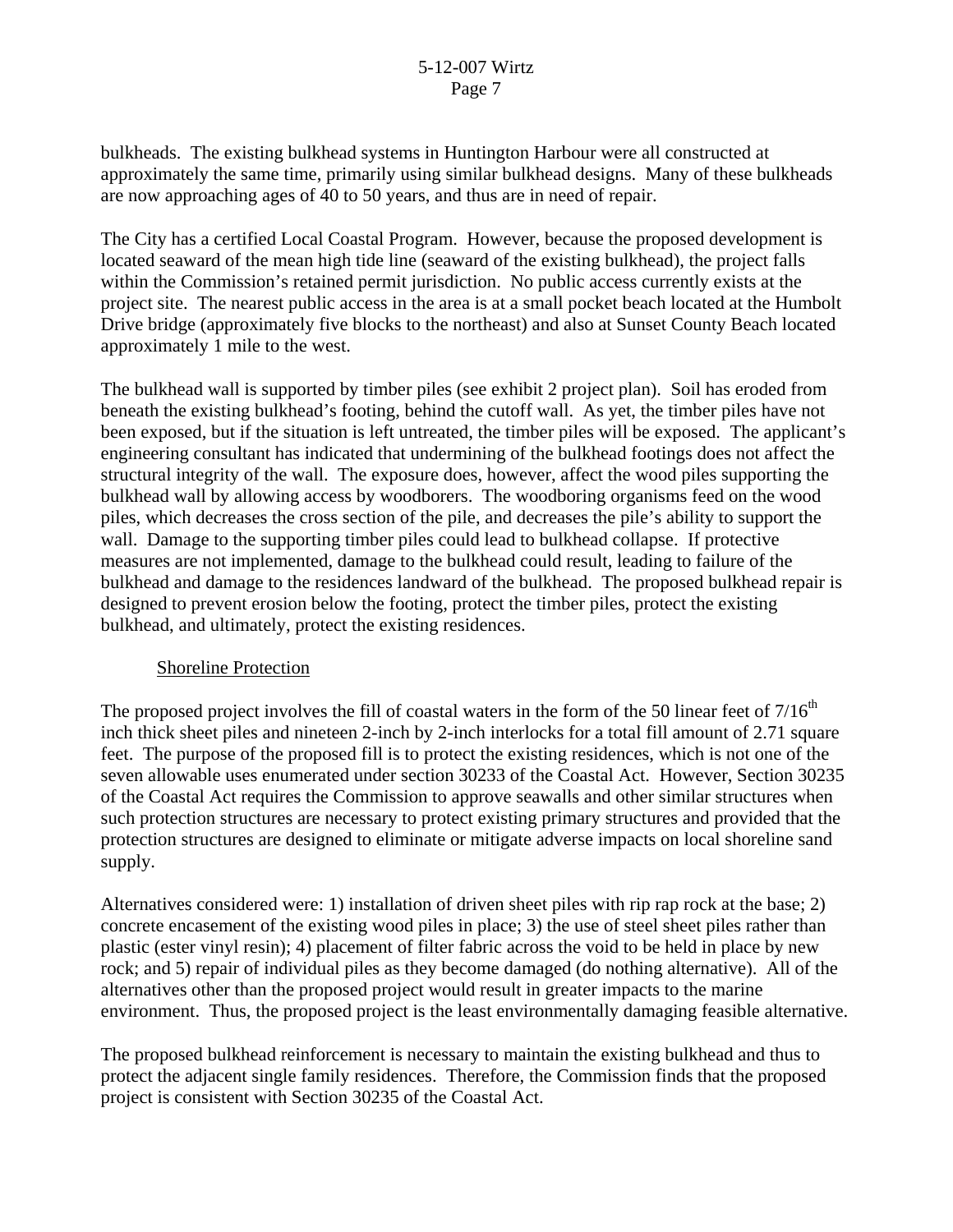bulkheads. The existing bulkhead systems in Huntington Harbour were all constructed at approximately the same time, primarily using similar bulkhead designs. Many of these bulkheads are now approaching ages of 40 to 50 years, and thus are in need of repair.

The City has a certified Local Coastal Program. However, because the proposed development is located seaward of the mean high tide line (seaward of the existing bulkhead), the project falls within the Commission's retained permit jurisdiction. No public access currently exists at the project site. The nearest public access in the area is at a small pocket beach located at the Humbolt Drive bridge (approximately five blocks to the northeast) and also at Sunset County Beach located approximately 1 mile to the west.

The bulkhead wall is supported by timber piles (see exhibit 2 project plan). Soil has eroded from beneath the existing bulkhead's footing, behind the cutoff wall. As yet, the timber piles have not been exposed, but if the situation is left untreated, the timber piles will be exposed. The applicant's engineering consultant has indicated that undermining of the bulkhead footings does not affect the structural integrity of the wall. The exposure does, however, affect the wood piles supporting the bulkhead wall by allowing access by woodborers. The woodboring organisms feed on the wood piles, which decreases the cross section of the pile, and decreases the pile's ability to support the wall. Damage to the supporting timber piles could lead to bulkhead collapse. If protective measures are not implemented, damage to the bulkhead could result, leading to failure of the bulkhead and damage to the residences landward of the bulkhead. The proposed bulkhead repair is designed to prevent erosion below the footing, protect the timber piles, protect the existing bulkhead, and ultimately, protect the existing residences.

<u>Shoreline Protection</u>

The proposed project involves the fill of coastal waters in the form of the 50 linear feet of 7/16th inch thick sheet piles and nineteen 2-inch by 2-inch interlocks for a total fill amount of 2.71 square feet. The purpose of the proposed fill is to protect the existing residences, which is not one of the seven allowable uses enumerated under section 30233 of the Coastal Act. However, Section 30235 of the Coastal Act requires the Commission to approve seawalls and other similar structures when such protection structures are necessary to protect existing primary structures and provided that the protection structures are designed to eliminate or mitigate adverse impacts on local shoreline sand supply.

Alternatives considered were: 1) installation of driven sheet piles with rip rap rock at the base; 2) concrete encasement of the existing wood piles in place; 3) the use of steel sheet piles rather than plastic (ester vinyl resin); 4) placement of filter fabric across the void to be held in place by new rock; and 5) repair of individual piles as they become damaged (do nothing alternative). All of the alternatives other than the proposed project would result in greater impacts to the marine environment. Thus, the proposed project is the least environmentally damaging feasible alternative.

The proposed bulkhead reinforcement is necessary to maintain the existing bulkhead and thus to protect the adjacent single family residences. Therefore, the Commission finds that the proposed project is consistent with Section 30235 of the Coastal Act.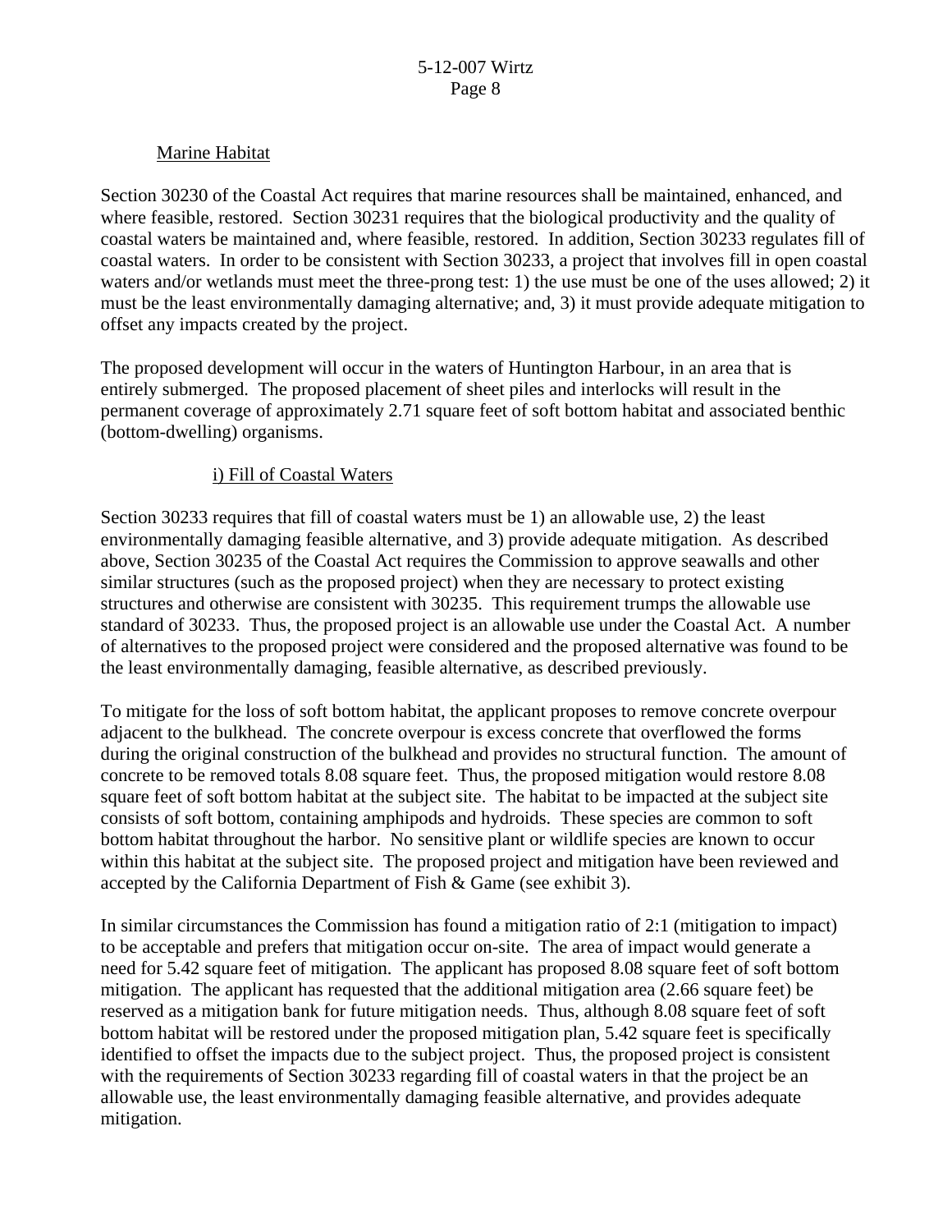Marine Habitat

Section 30230 of the Coastal Act requires that marine resources shall be maintained, enhanced, and where feasible, restored. Section 30231 requires that the biological productivity and the quality of coastal waters be maintained and, where feasible, restored. In addition, Section 30233 regulates fill of coastal waters. In order to be consistent with Section 30233, a project that involves fill in open coastal waters and/or wetlands must meet the three-prong test: 1) the use must be one of the uses allowed; 2) it must be the least environmentally damaging alternative; and, 3) it must provide adequate mitigation to offset any impacts created by the project.

The proposed development will occur in the waters of Huntington Harbour, in an area that is entirely submerged. The proposed placement of sheet piles and interlocks will result in the permanent coverage of approximately 2.71 square feet of soft bottom habitat and associated benthic (bottom-dwelling) organisms.

i) Fill of Coastal Waters

Section 30233 requires that fill of coastal waters must be 1) an allowable use, 2) the least environmentally damaging feasible alternative, and 3) provide adequate mitigation. As described above, Section 30235 of the Coastal Act requires the Commission to approve seawalls and other similar structures (such as the proposed project) when they are necessary to protect existing structures and otherwise are consistent with 30235. This requirement trumps the allowable use standard of 30233. Thus, the proposed project is an allowable use under the Coastal Act. A number of alternatives to the proposed project were considered and the proposed alternative was found to be the least environmentally damaging, feasible alternative, as described previously.

To mitigate for the loss of soft bottom habitat, the applicant proposes to remove concrete overpour adjacent to the bulkhead. The concrete overpour is excess concrete that overflowed the forms during the original construction of the bulkhead and provides no structural function. The amount of concrete to be removed totals 8.08 square feet. Thus, the proposed mitigation would restore 8.08 square feet of soft bottom habitat at the subject site. The habitat to be impacted at the subject site consists of soft bottom, containing amphipods and hydroids. These species are common to soft bottom habitat throughout the harbor. No sensitive plant or wildlife species are known to occur within this habitat at the subject site. The proposed project and mitigation have been reviewed and accepted by the California Department of Fish & Game (see exhibit 3).

In similar circumstances the Commission has found a mitigation ratio of 2:1 (mitigation to impact) to be acceptable and prefers that mitigation occur on-site. The area of impact would generate a need for 5.42 square feet of mitigation. The applicant has proposed 8.08 square feet of soft bottom mitigation. The applicant has requested that the additional mitigation area (2.66 square feet) be reserved as a mitigation bank for future mitigation needs. Thus, although 8.08 square feet of soft bottom habitat will be restored under the proposed mitigation plan, 5.42 square feet is specifically identified to offset the impacts due to the subject project. Thus, the proposed project is consistent with the requirements of Section 30233 regarding fill of coastal waters in that the project be an allowable use, the least environmentally damaging feasible alternative, and provides adequate mitigation.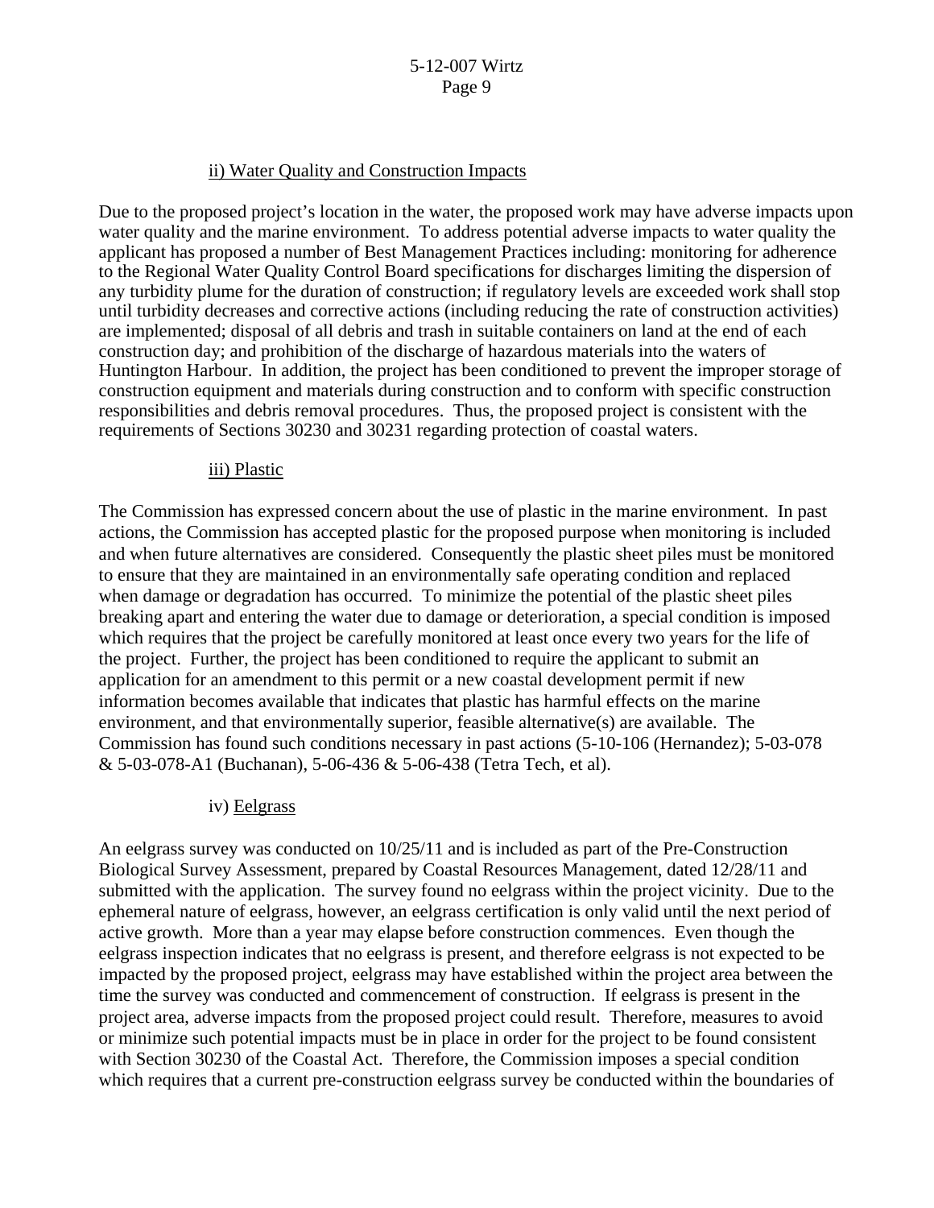#### ii) Water Quality and Construction Impacts

Due to the proposed project's location in the water, the proposed work may have adverse impacts upon water quality and the marine environment. To address potential adverse impacts to water quality the applicant has proposed a number of Best Management Practices including: monitoring for adherence to the Regional Water Quality Control Board specifications for discharges limiting the dispersion of any turbidity plume for the duration of construction; if regulatory levels are exceeded work shall stop until turbidity decreases and corrective actions (including reducing the rate of construction activities) are implemented; disposal of all debris and trash in suitable containers on land at the end of each construction day; and prohibition of the discharge of hazardous materials into the waters of Huntington Harbour. In addition, the project has been conditioned to prevent the improper storage of construction equipment and materials during construction and to conform with specific construction responsibilities and debris removal procedures. Thus, the proposed project is consistent with the requirements of Sections 30230 and 30231 regarding protection of coastal waters.

#### iii) Plastic

The Commission has expressed concern about the use of plastic in the marine environment. In past actions, the Commission has accepted plastic for the proposed purpose when monitoring is included and when future alternatives are considered. Consequently the plastic sheet piles must be monitored to ensure that they are maintained in an environmentally safe operating condition and replaced when damage or degradation has occurred. To minimize the potential of the plastic sheet piles breaking apart and entering the water due to damage or deterioration, a special condition is imposed which requires that the project be carefully monitored at least once every two years for the life of the project. Further, the project has been conditioned to require the applicant to submit an application for an amendment to this permit or a new coastal development permit if new information becomes available that indicates that plastic has harmful effects on the marine environment, and that environmentally superior, feasible alternative(s) are available. The Commission has found such conditions necessary in past actions (5-10-106 (Hernandez); 5-03-078 & 5-03-078-A1 (Buchanan), 5-06-436 & 5-06-438 (Tetra Tech, et al).

#### iv) Eelgrass

An eelgrass survey was conducted on 10/25/11 and is included as part of the Pre-Construction Biological Survey Assessment, prepared by Coastal Resources Management, dated 12/28/11 and submitted with the application. The survey found no eelgrass within the project vicinity. Due to the ephemeral nature of eelgrass, however, an eelgrass certification is only valid until the next period of active growth. More than a year may elapse before construction commences. Even though the eelgrass inspection indicates that no eelgrass is present, and therefore eelgrass is not expected to be impacted by the proposed project, eelgrass may have established within the project area between the time the survey was conducted and commencement of construction. If eelgrass is present in the project area, adverse impacts from the proposed project could result. Therefore, measures to avoid or minimize such potential impacts must be in place in order for the project to be found consistent with Section 30230 of the Coastal Act. Therefore, the Commission imposes a special condition which requires that a current pre-construction eelgrass survey be conducted within the boundaries of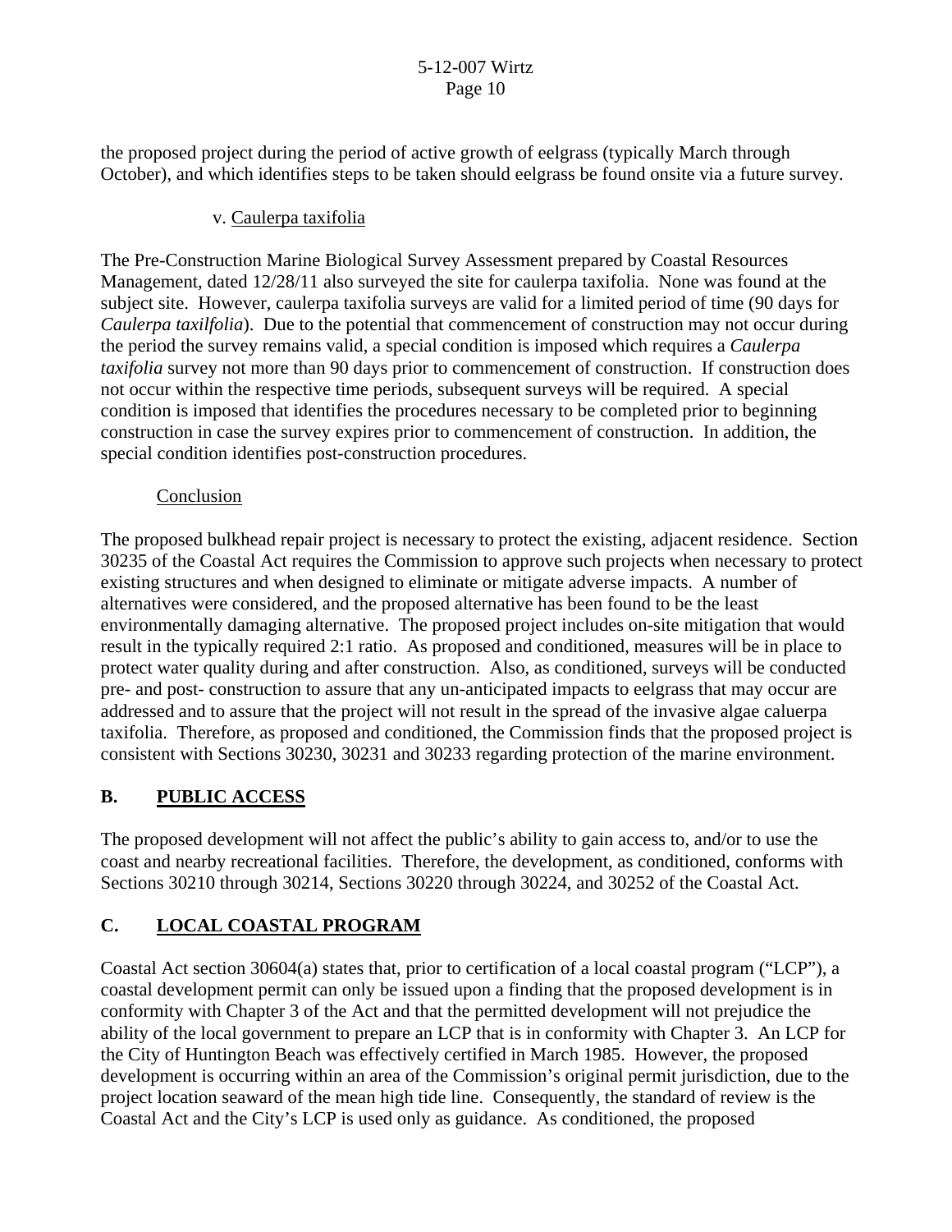the proposed project during the period of active growth of eelgrass (typically March through October), and which identifies steps to be taken should eelgrass be found onsite via a future survey.

v. Caulerpa taxifolia

The Pre-Construction Marine Biological Survey Assessment prepared by Coastal Resources Management, dated 12/28/11 also surveyed the site for caulerpa taxifolia. None was found at the subject site. However, caulerpa taxifolia surveys are valid for a limited period of time (90 days for *Caulerpa taxilfolia*). Due to the potential that commencement of construction may not occur during the period the survey remains valid, a special condition is imposed which requires a *Caulerpa taxifolia* survey not more than 90 days prior to commencement of construction. If construction does not occur within the respective time periods, subsequent surveys will be required. A special condition is imposed that identifies the procedures necessary to be completed prior to beginning construction in case the survey expires prior to commencement of construction. In addition, the special condition identifies post-construction procedures.

Conclusion

The proposed bulkhead repair project is necessary to protect the existing, adjacent residence. Section 30235 of the Coastal Act requires the Commission to approve such projects when necessary to protect existing structures and when designed to eliminate or mitigate adverse impacts. A number of alternatives were considered, and the proposed alternative has been found to be the least environmentally damaging alternative. The proposed project includes on-site mitigation that would result in the typically required 2:1 ratio. As proposed and conditioned, measures will be in place to protect water quality during and after construction. Also, as conditioned, surveys will be conducted pre- and post- construction to assure that any un-anticipated impacts to eelgrass that may occur are addressed and to assure that the project will not result in the spread of the invasive algae caluerpa taxifolia. Therefore, as proposed and conditioned, the Commission finds that the proposed project is consistent with Sections 30230, 30231 and 30233 regarding protection of the marine environment.

## B. PUBLIC ACCESS

The proposed development will not affect the public's ability to gain access to, and/or to use the coast and nearby recreational facilities. Therefore, the development, as conditioned, conforms with Sections 30210 through 30214, Sections 30220 through 30224, and 30252 of the Coastal Act.

## C. LOCAL COASTAL PROGRAM

Coastal Act section 30604(a) states that, prior to certification of a local coastal program ("LCP"), a coastal development permit can only be issued upon a finding that the proposed development is in conformity with Chapter 3 of the Act and that the permitted development will not prejudice the ability of the local government to prepare an LCP that is in conformity with Chapter 3. An LCP for the City of Huntington Beach was effectively certified in March 1985. However, the proposed development is occurring within an area of the Commission's original permit jurisdiction, due to the project location seaward of the mean high tide line. Consequently, the standard of review is the Coastal Act and the City's LCP is used only as guidance. As conditioned, the proposed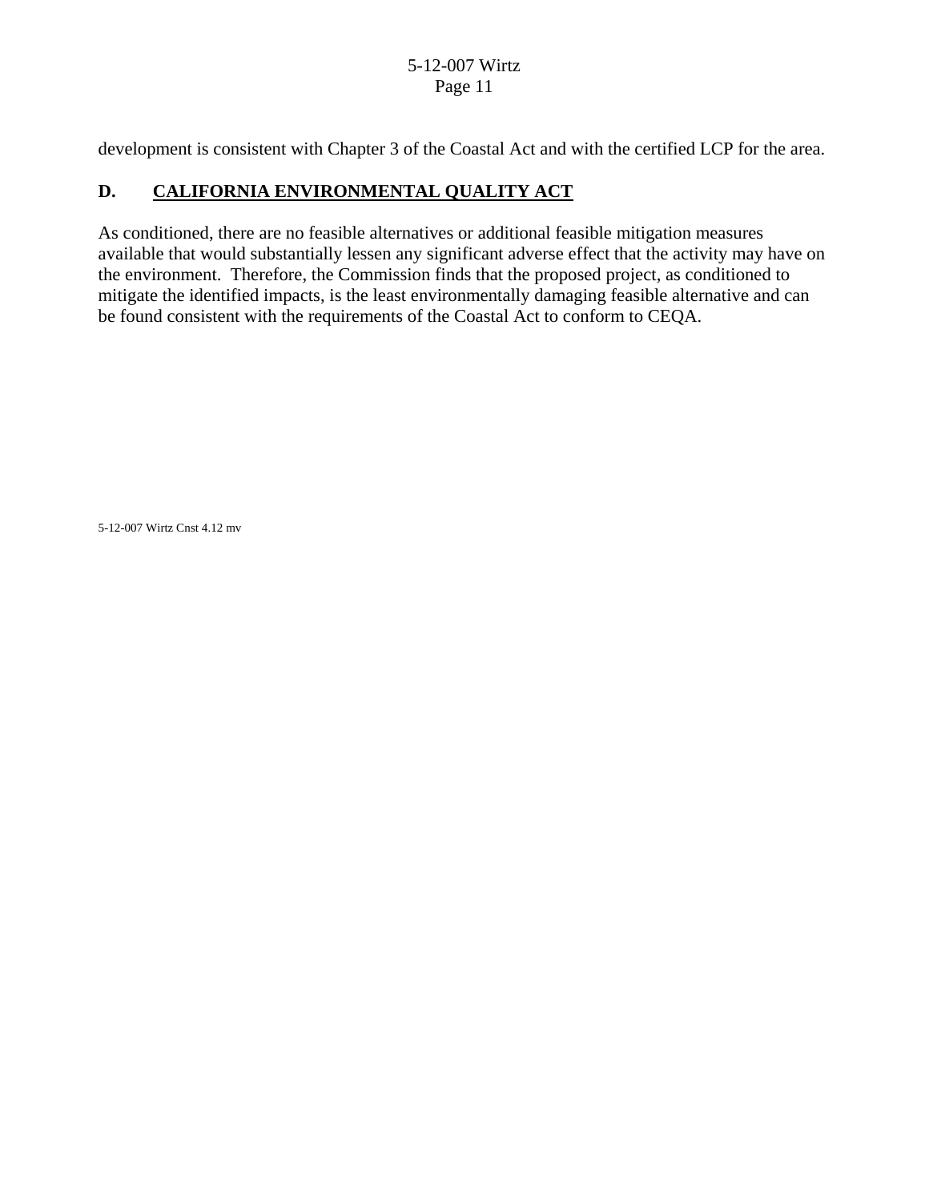development is consistent with Chapter 3 of the Coastal Act and with the certified LCP for the area.

## D. CALIFORNIA ENVIRONMENTAL QUALITY ACT

As conditioned, there are no feasible alternatives or additional feasible mitigation measures available that would substantially lessen any significant adverse effect that the activity may have on the environment. Therefore, the Commission finds that the proposed project, as conditioned to mitigate the identified impacts, is the least environmentally damaging feasible alternative and can be found consistent with the requirements of the Coastal Act to conform to CEQA.

5-12-007 Wirtz Cnst 4.12 mv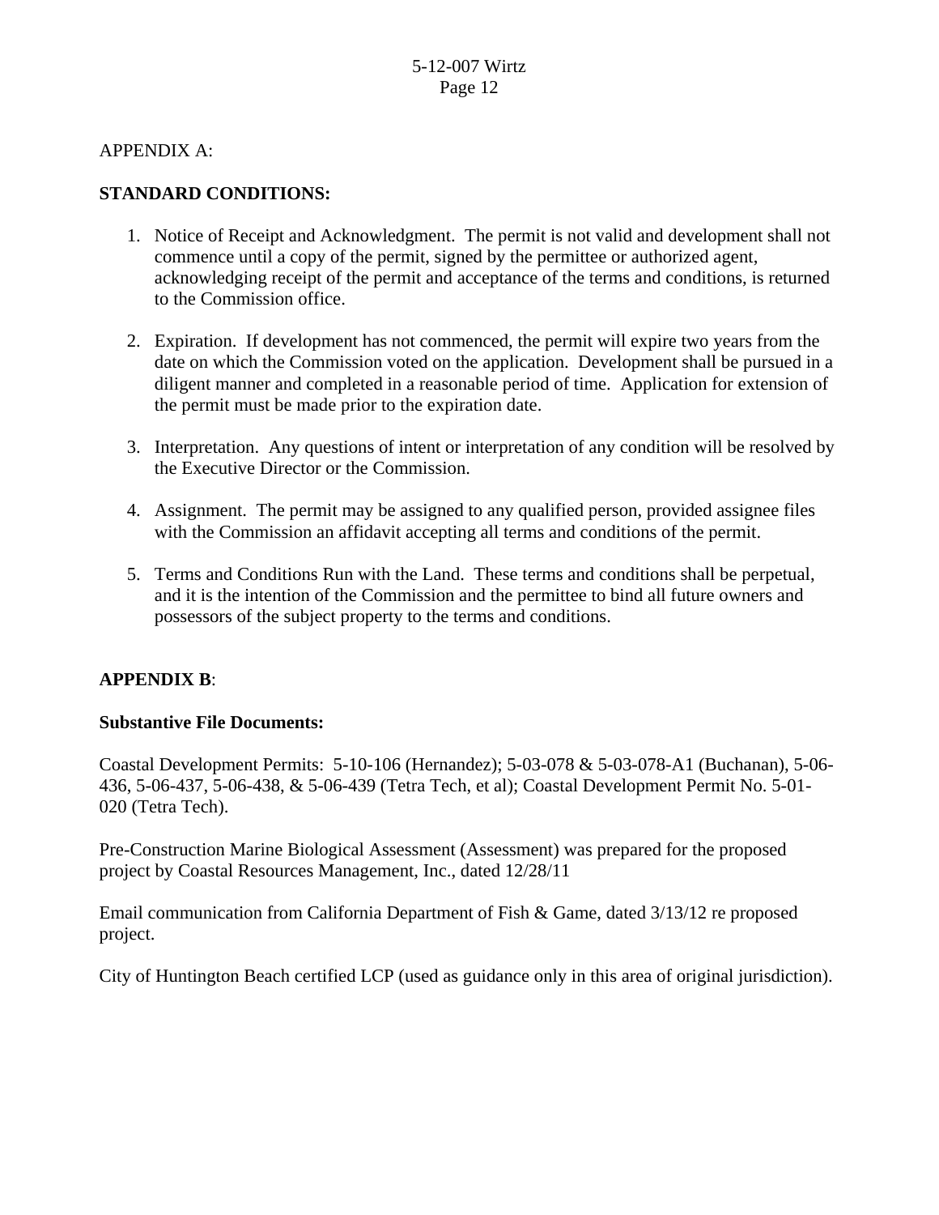APPENDIX A:

**STANDARD CONDITIONS:**

1. Notice of Receipt and Acknowledgment. The permit is not valid and development shall not commence until a copy of the permit, signed by the permittee or authorized agent, acknowledging receipt of the permit and acceptance of the terms and conditions, is returned to the Commission office.

2. Expiration. If development has not commenced, the permit will expire two years from the date on which the Commission voted on the application. Development shall be pursued in a diligent manner and completed in a reasonable period of time. Application for extension of the permit must be made prior to the expiration date.

3. Interpretation. Any questions of intent or interpretation of any condition will be resolved by the Executive Director or the Commission.

4. Assignment. The permit may be assigned to any qualified person, provided assignee files with the Commission an affidavit accepting all terms and conditions of the permit.

5. Terms and Conditions Run with the Land. These terms and conditions shall be perpetual, and it is the intention of the Commission and the permittee to bind all future owners and possessors of the subject property to the terms and conditions.

**APPENDIX B**:

**Substantive File Documents:**

Coastal Development Permits: 5-10-106 (Hernandez); 5-03-078 & 5-03-078-A1 (Buchanan), 5-06-436, 5-06-437, 5-06-438, & 5-06-439 (Tetra Tech, et al); Coastal Development Permit No. 5-01-020 (Tetra Tech).

Pre-Construction Marine Biological Assessment (Assessment) was prepared for the proposed project by Coastal Resources Management, Inc., dated 12/28/11

Email communication from California Department of Fish & Game, dated 3/13/12 re proposed project.

City of Huntington Beach certified LCP (used as guidance only in this area of original jurisdiction).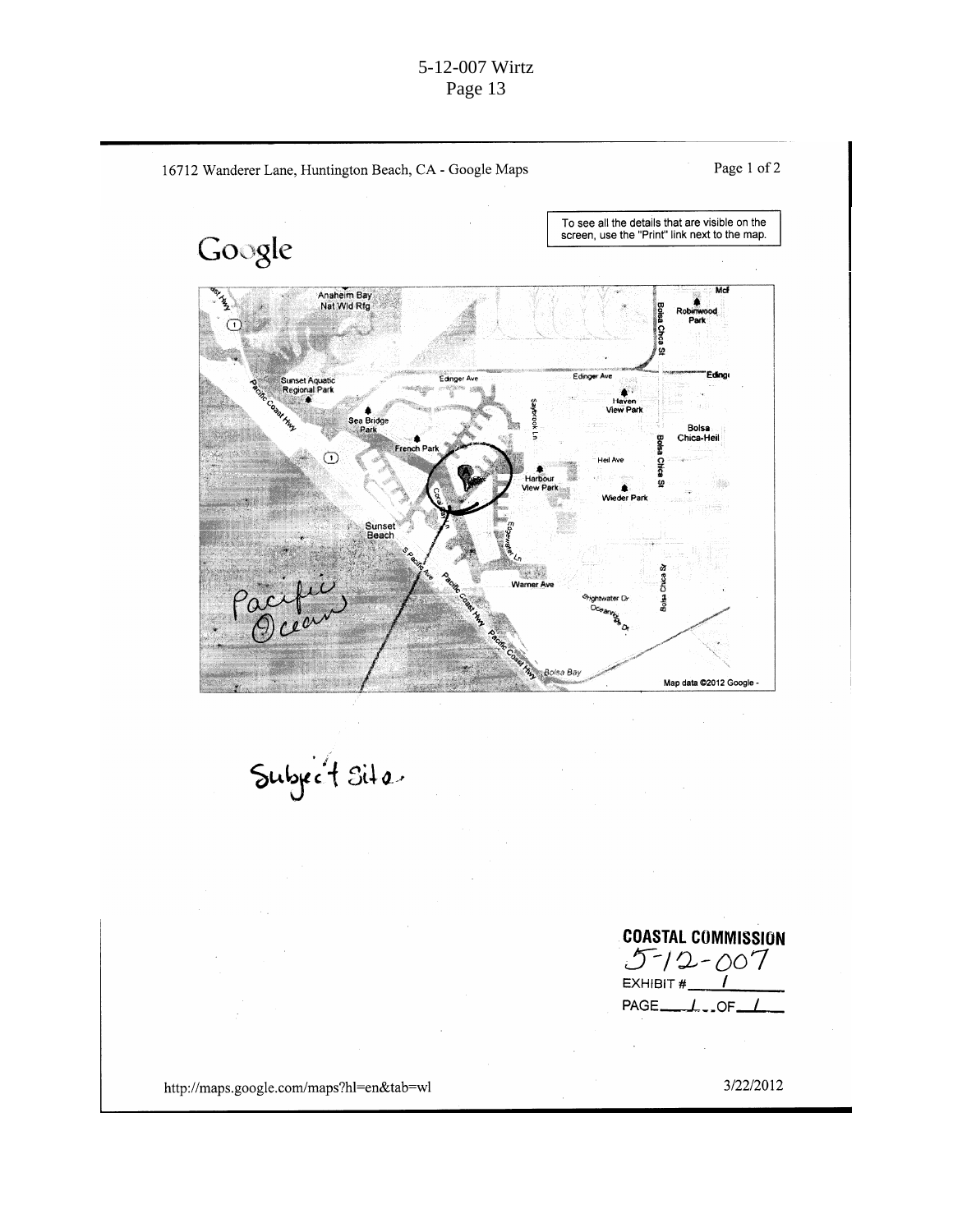16712 Wanderer Lane, Huntington Beach, CA - Google Maps

Page 1 of 2

To see all the details that are visible on the screen, use the "Print" link next to the map.

Google

Anaheim Bay Nat Wld Rfg

Robinwood Park

Bolsa Chica St

Edinger Ave

Sunset Aquatic Regional Park

Haven View Park

Pacific Coast Hwy

Sea Bridge Park

Saybrook Ln

Bolsa Chica-Heil

French Park

Heil Ave

Harbour View Park

Wieder Park

Sunset Beach

Edgewater Ln

S Pacific Ave

Warner Ave

Pacific Ocean

Brightwater Dr

Oceanridge Dr

Bolsa Bay

Map data ©2012 Google -

Subject Site.

**COASTAL COMMISSION**
5-12-007
EXHIBIT # 1
PAGE 1 OF 1

http://maps.google.com/maps?hl=en&tab=wl

3/22/2012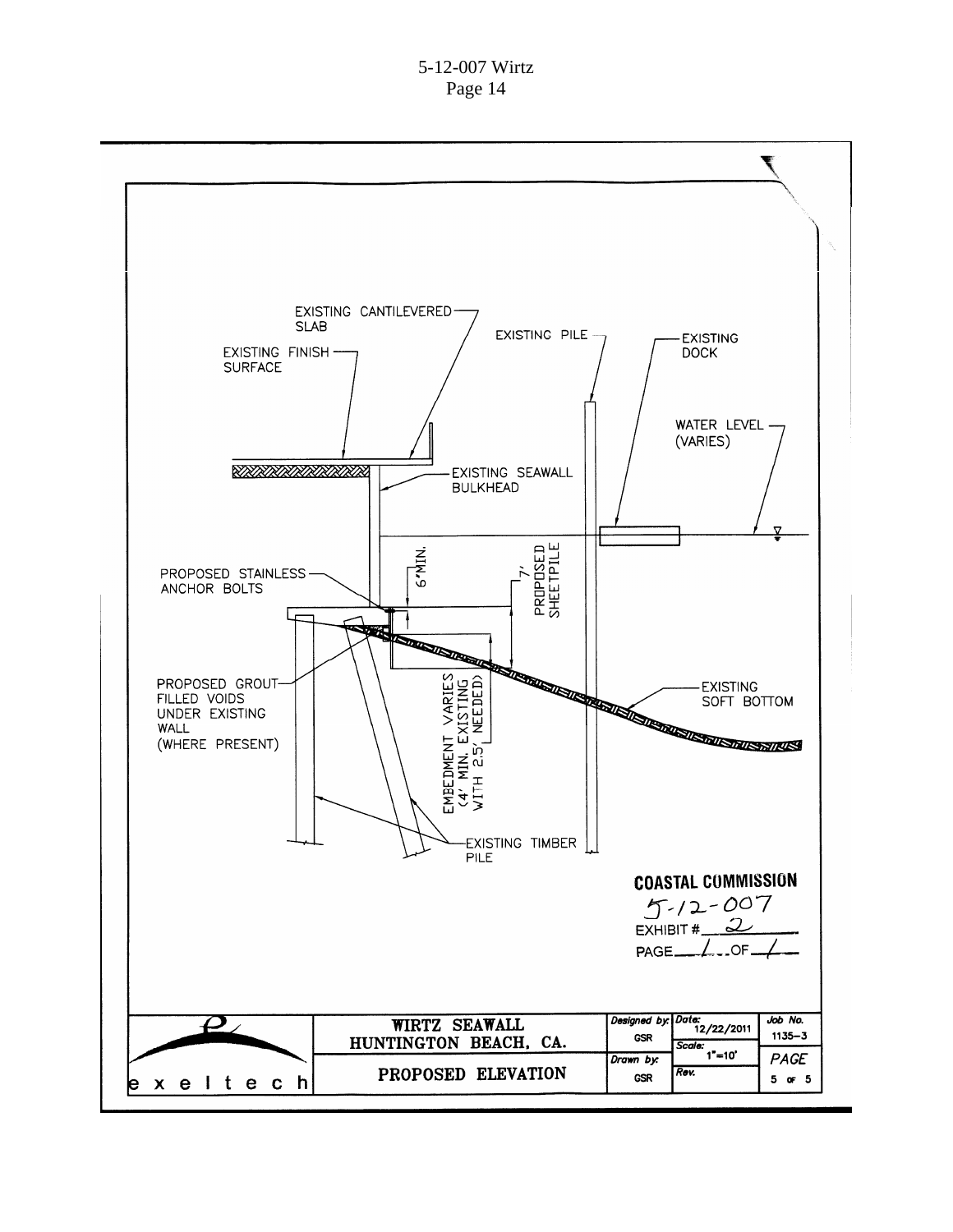EXISTING CANTILEVERED SLAB

EXISTING FINISH SURFACE

EXISTING PILE

EXISTING DOCK

WATER LEVEL (VARIES)

EXISTING SEAWALL BULKHEAD

6"MIN.

7' PROPOSED SHEETPILE

PROPOSED STAINLESS ANCHOR BOLTS

PROPOSED GROUT FILLED VOIDS UNDER EXISTING WALL (WHERE PRESENT)

EMBEDMENT VARIES (4' MIN. EXISTING WITH 2.5' NEEDED)

EXISTING SOFT BOTTOM

EXISTING TIMBER PILE

**COASTAL COMMISSION**

5-12-007

EXHIBIT # 2

PAGE 1 OF 1

| exeltech | WIRTZ SEAWALL HUNTINGTON BEACH, CA. | Designed by: GSR | Date: 12/22/2011 | Job No. 1135-3 |
|---|---|---|---|---|
| | PROPOSED ELEVATION | Drawn by: GSR | Scale: 1"=10' Rev. | PAGE 5 of 5 |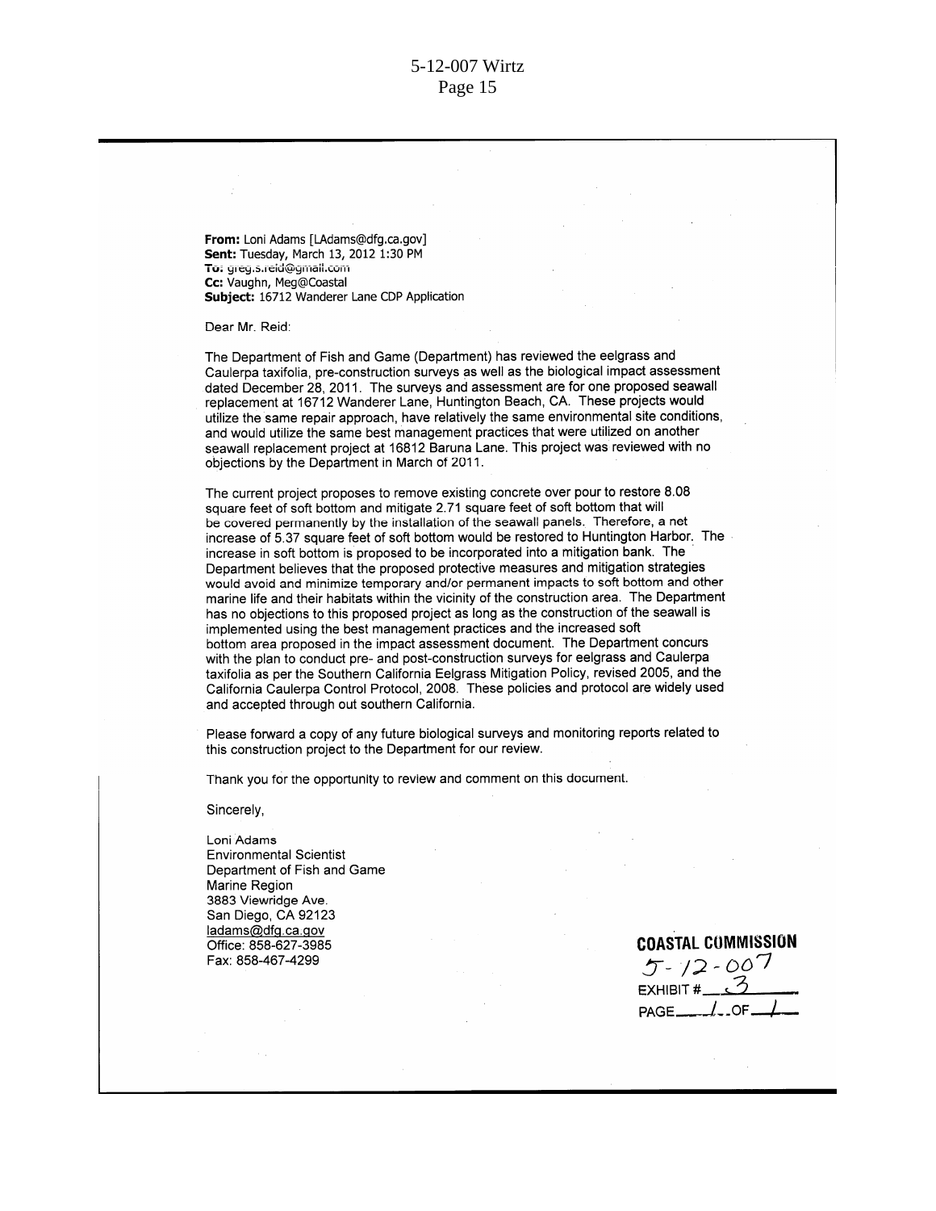**From:** Loni Adams [LAdams@dfg.ca.gov]
**Sent:** Tuesday, March 13, 2012 1:30 PM
**To:** greg.s.reid@gmail.com
**Cc:** Vaughn, Meg@Coastal
**Subject:** 16712 Wanderer Lane CDP Application

Dear Mr. Reid:

The Department of Fish and Game (Department) has reviewed the eelgrass and Caulerpa taxifolia, pre-construction surveys as well as the biological impact assessment dated December 28, 2011. The surveys and assessment are for one proposed seawall replacement at 16712 Wanderer Lane, Huntington Beach, CA. These projects would utilize the same repair approach, have relatively the same environmental site conditions, and would utilize the same best management practices that were utilized on another seawall replacement project at 16812 Baruna Lane. This project was reviewed with no objections by the Department in March of 2011.

The current project proposes to remove existing concrete over pour to restore 8.08 square feet of soft bottom and mitigate 2.71 square feet of soft bottom that will be covered permanently by the installation of the seawall panels. Therefore, a net increase of 5.37 square feet of soft bottom would be restored to Huntington Harbor. The increase in soft bottom is proposed to be incorporated into a mitigation bank. The Department believes that the proposed protective measures and mitigation strategies would avoid and minimize temporary and/or permanent impacts to soft bottom and other marine life and their habitats within the vicinity of the construction area. The Department has no objections to this proposed project as long as the construction of the seawall is implemented using the best management practices and the increased soft bottom area proposed in the impact assessment document. The Department concurs with the plan to conduct pre- and post-construction surveys for eelgrass and Caulerpa taxifolia as per the Southern California Eelgrass Mitigation Policy, revised 2005, and the California Caulerpa Control Protocol, 2008. These policies and protocol are widely used and accepted through out southern California.

Please forward a copy of any future biological surveys and monitoring reports related to this construction project to the Department for our review.

Thank you for the opportunity to review and comment on this document.

Sincerely,

Loni Adams
Environmental Scientist
Department of Fish and Game
Marine Region
3883 Viewridge Ave.
San Diego, CA 92123
ladams@dfg.ca.gov
Office: 858-627-3985
Fax: 858-467-4299

**COASTAL COMMISSION**
5-12-007
EXHIBIT # 3
PAGE 1 OF 1